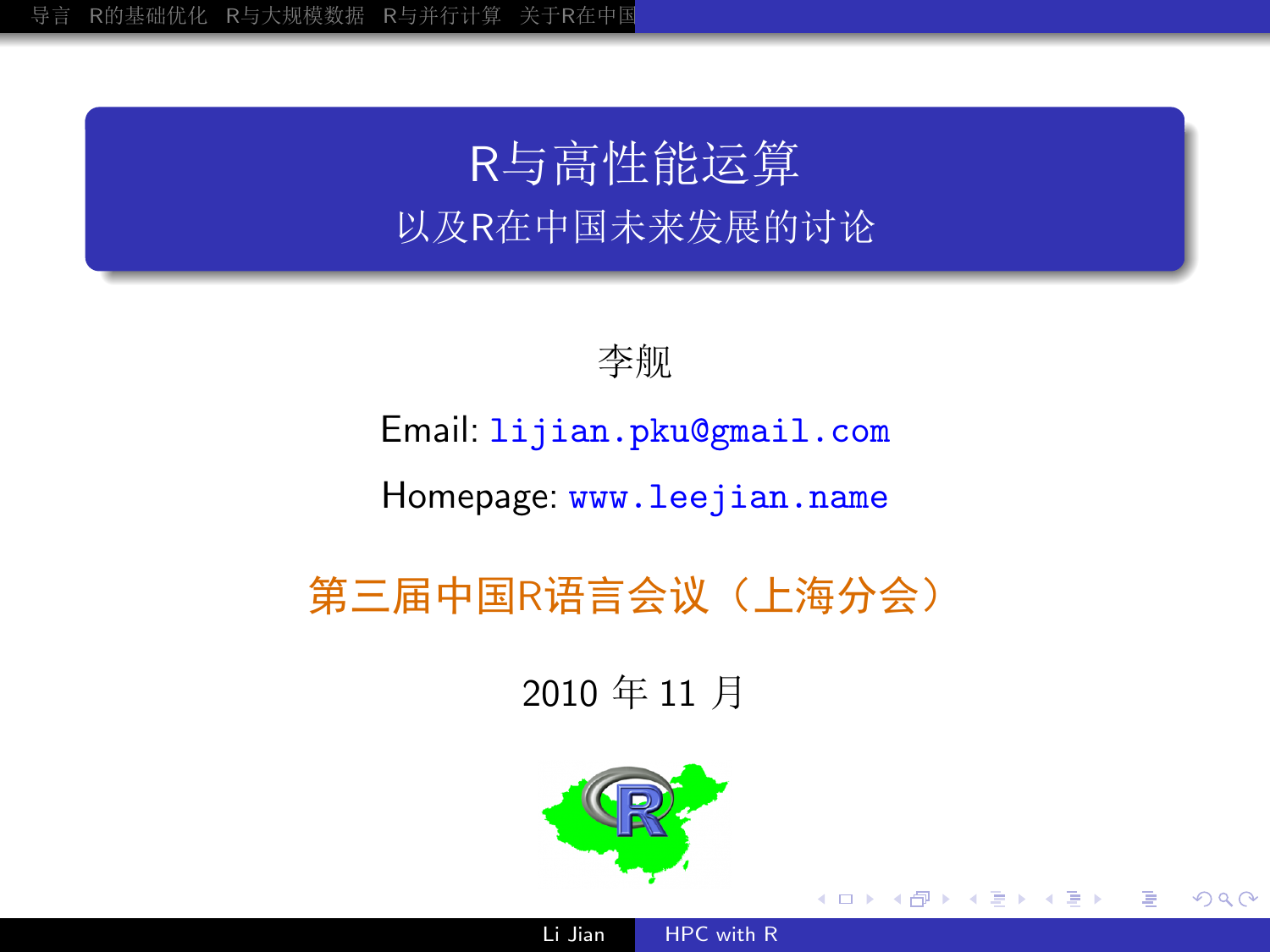# R与高性能运算

## 以及R在中国未来发展的讨论

李舰

Email: lijian.pku@gmail.com

Homepage: www.leejian.name

第三届中国R语言会议（上海分会）

2010 年 11 月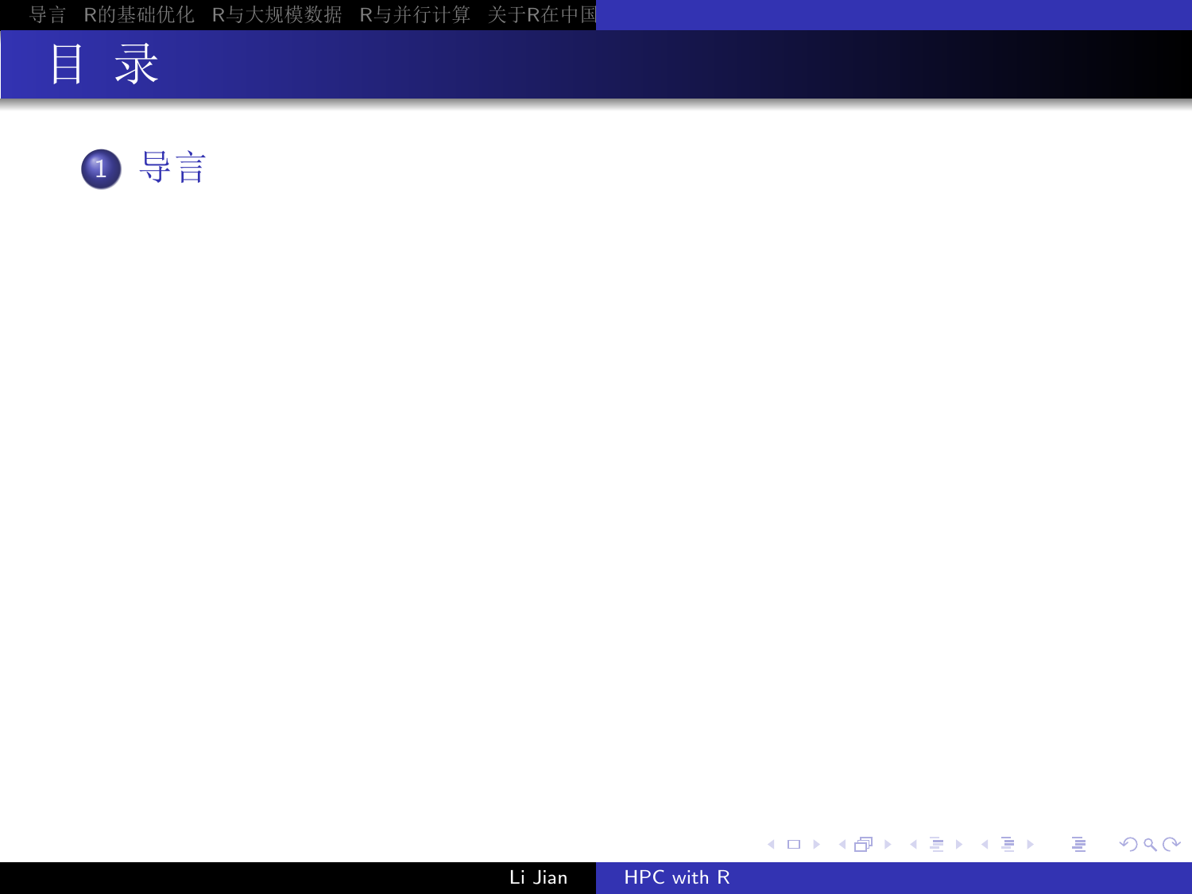# 目 录

1. 导言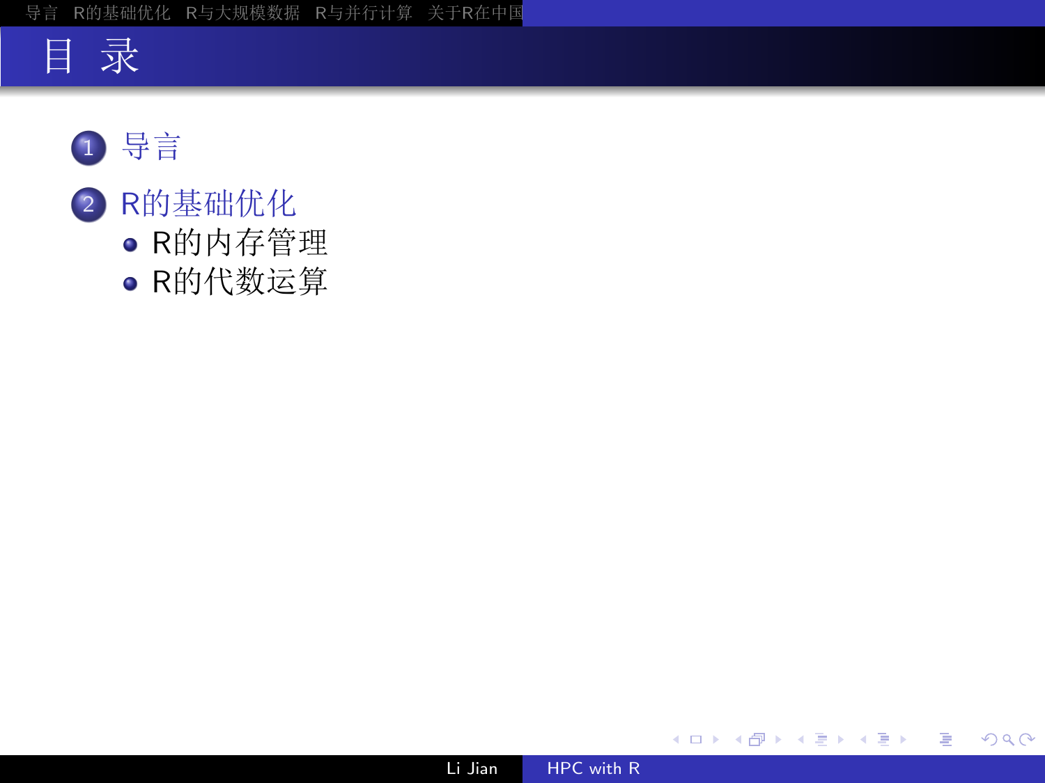# 目录

1. 导言
2. R的基础优化
   - R的内存管理
   - R的代数运算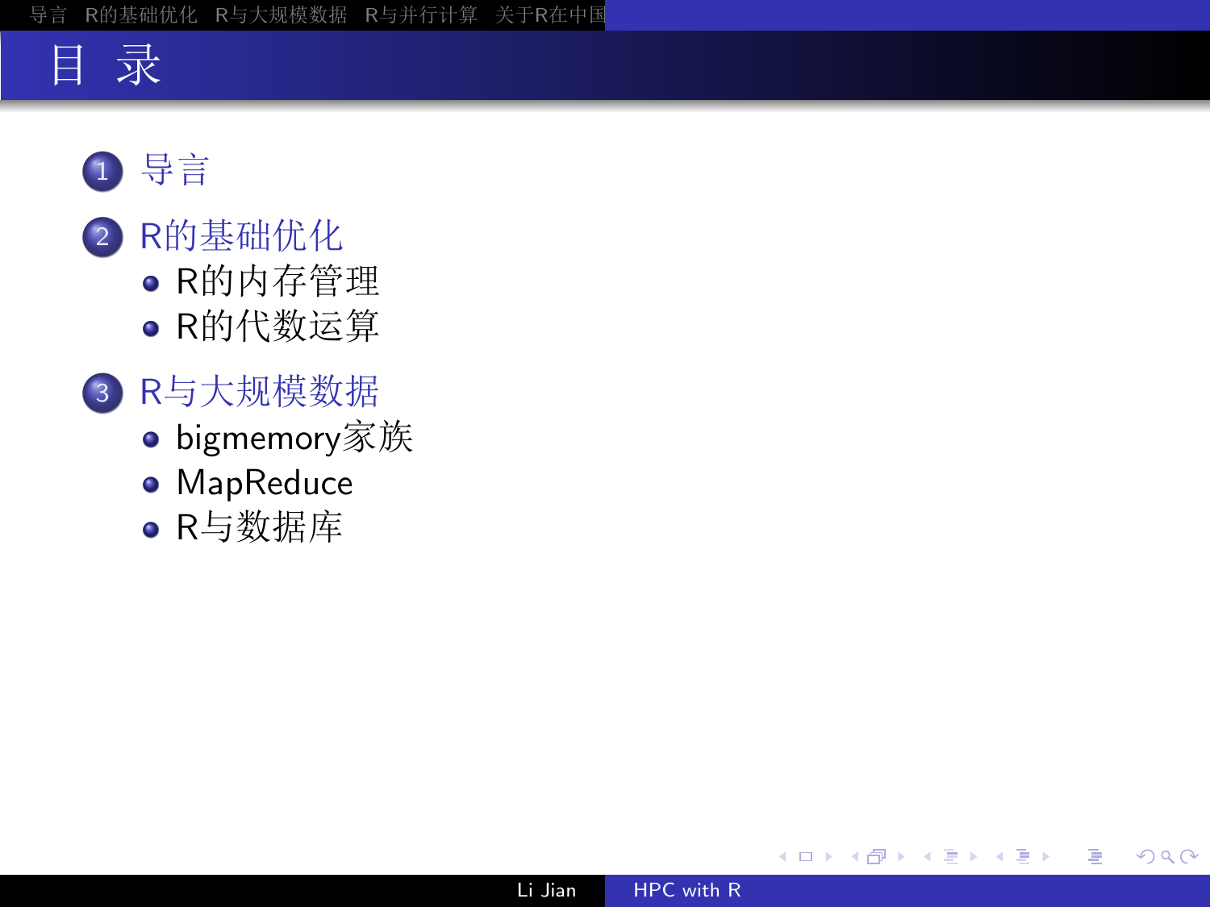# 目 录

1. 导言
2. R的基础优化
   - R的内存管理
   - R的代数运算
3. R与大规模数据
   - bigmemory家族
   - MapReduce
   - R与数据库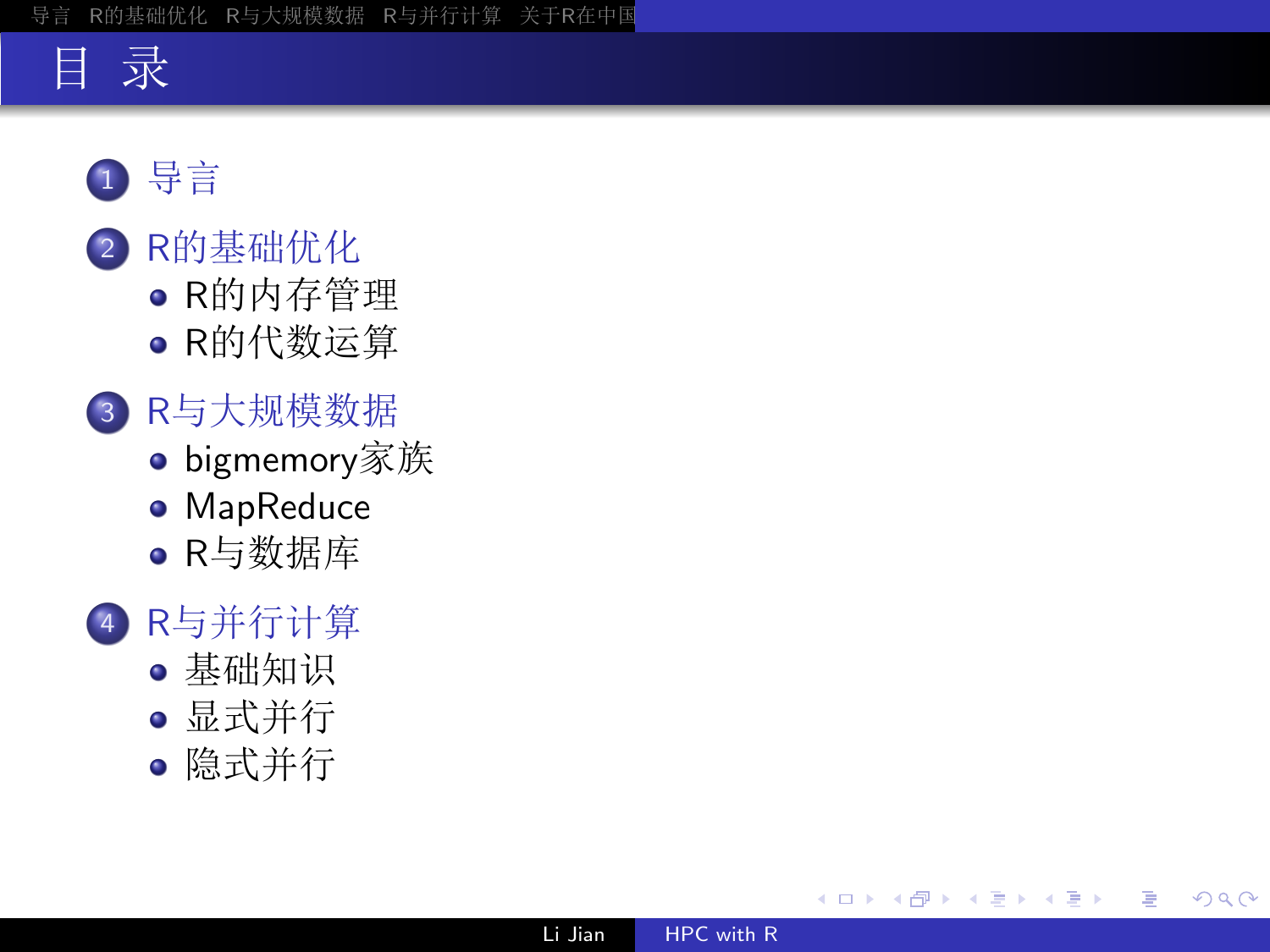# 目 录

1. 导言
2. R的基础优化
   - R的内存管理
   - R的代数运算
3. R与大规模数据
   - bigmemory家族
   - MapReduce
   - R与数据库
4. R与并行计算
   - 基础知识
   - 显式并行
   - 隐式并行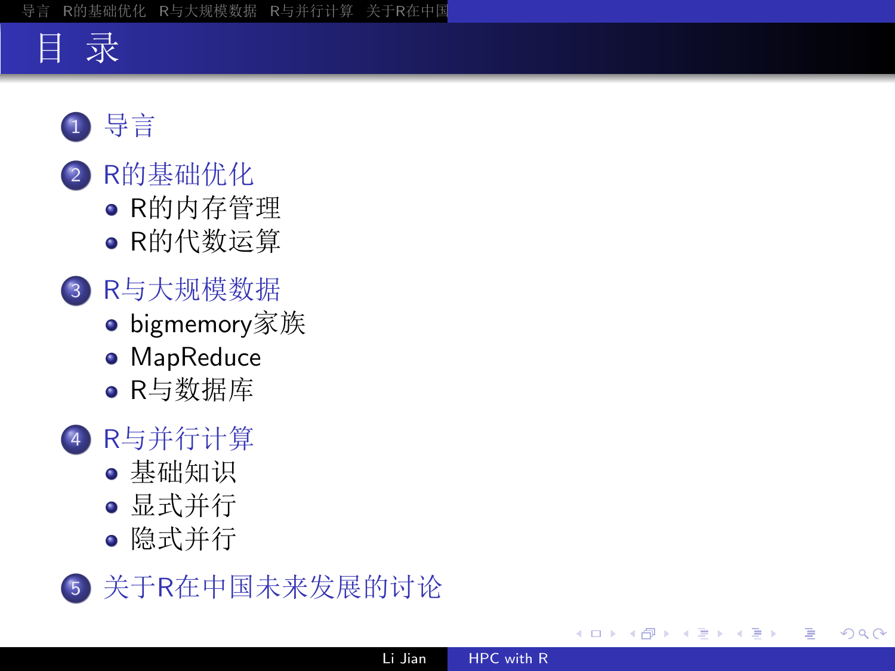# 目 录

1. 导言
2. R的基础优化
    - R的内存管理
    - R的代数运算
3. R与大规模数据
    - bigmemory家族
    - MapReduce
    - R与数据库
4. R与并行计算
    - 基础知识
    - 显式并行
    - 隐式并行
5. 关于R在中国未来发展的讨论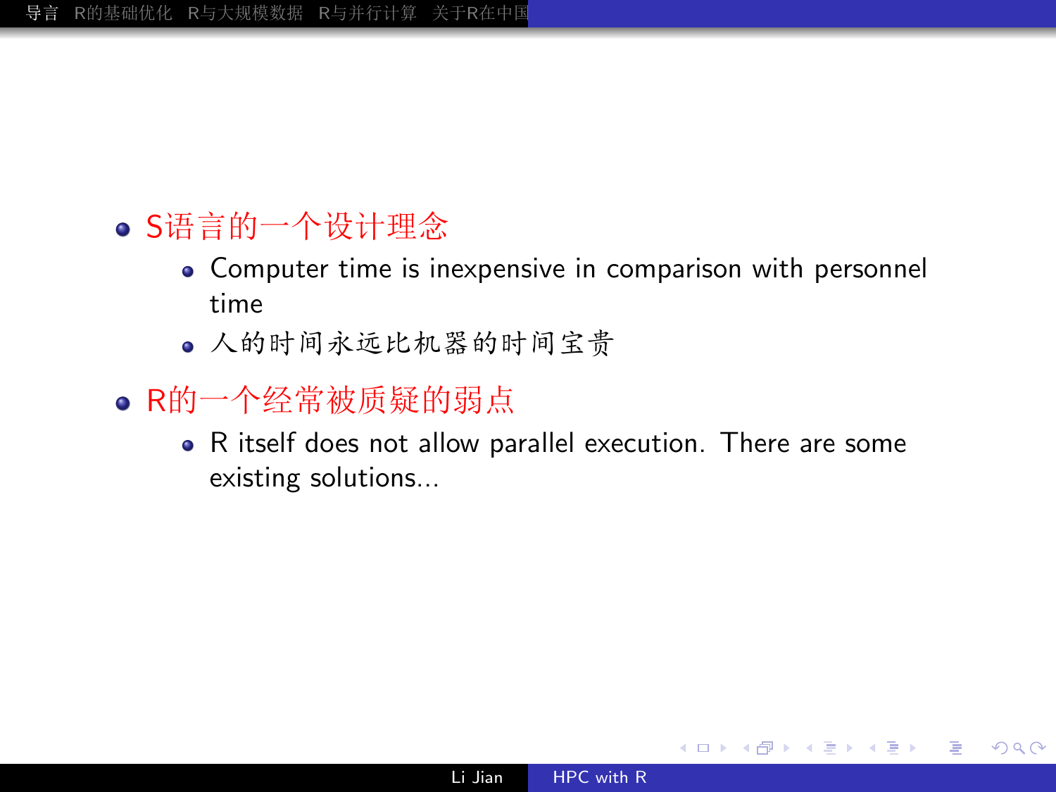- S语言的一个设计理念
  - Computer time is inexpensive in comparison with personnel time
  - 人的时间永远比机器的时间宝贵
- R的一个经常被质疑的弱点
  - R itself does not allow parallel execution. There are some existing solutions...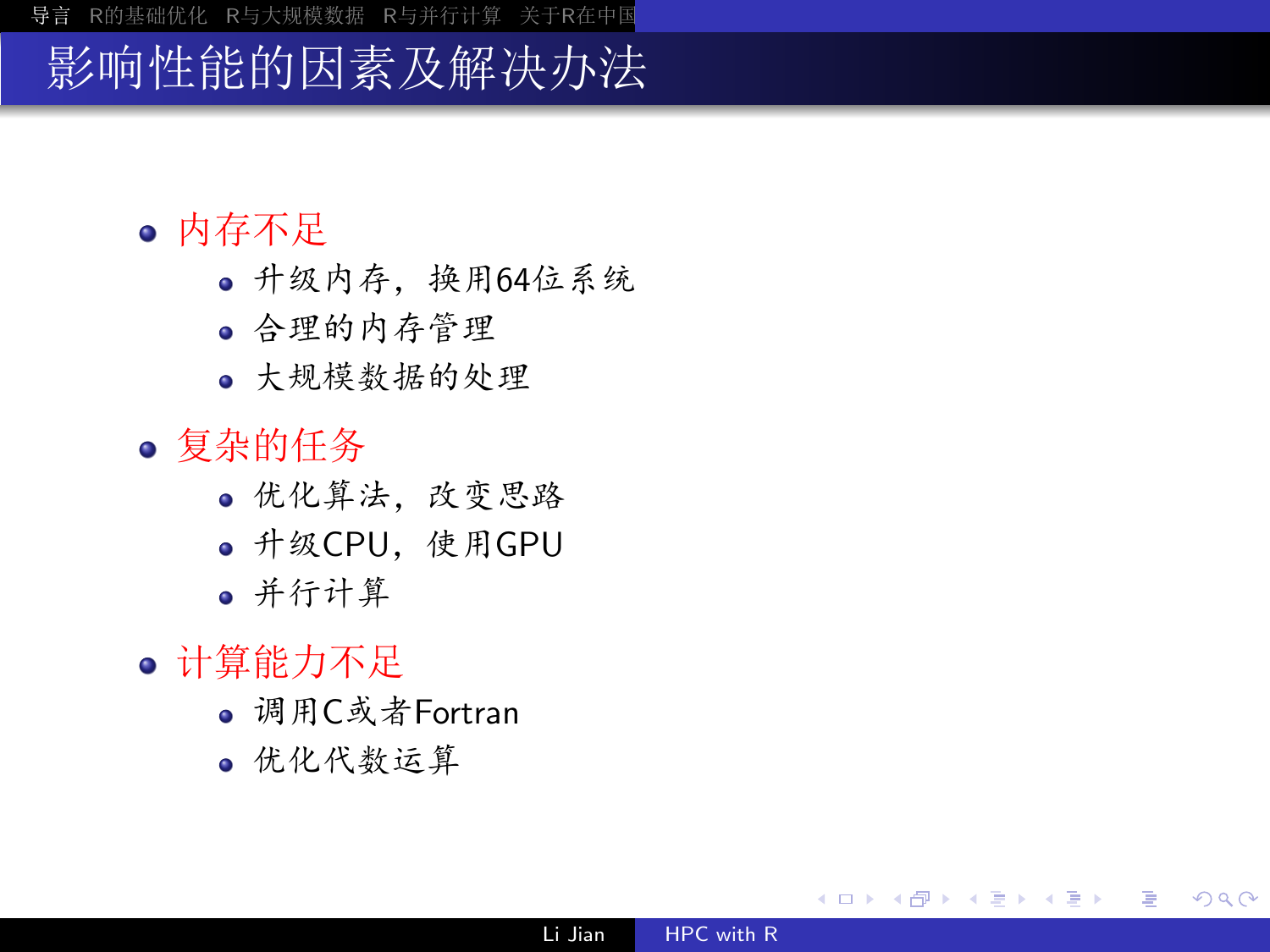# 影响性能的因素及解决办法

- 内存不足
  - 升级内存，换用64位系统
  - 合理的内存管理
  - 大规模数据的处理
- 复杂的任务
  - 优化算法，改变思路
  - 升级CPU，使用GPU
  - 并行计算
- 计算能力不足
  - 调用C或者Fortran
  - 优化代数运算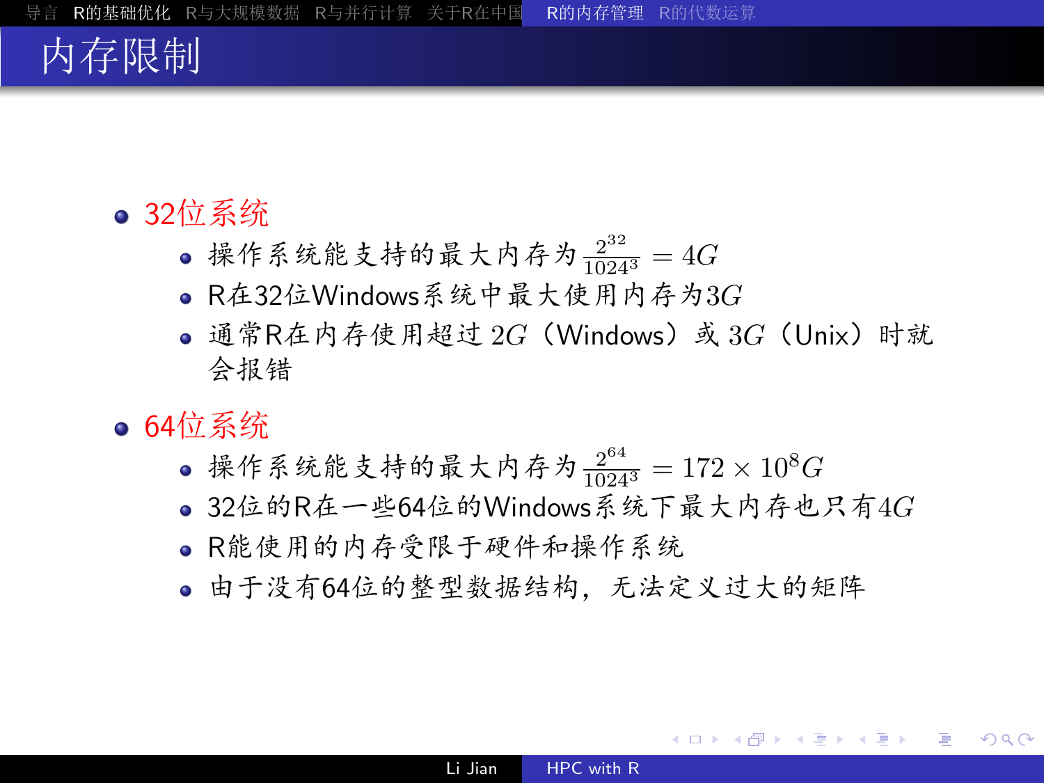# 内存限制

- 32位系统
  - 操作系统能支持的最大内存为 $\frac{2^{32}}{1024^3} = 4G$
  - R在32位Windows系统中最大使用内存为$3G$
  - 通常R在内存使用超过 $2G$（Windows）或 $3G$（Unix）时就会报错
- 64位系统
  - 操作系统能支持的最大内存为 $\frac{2^{64}}{1024^3} = 172 \times 10^8 G$
  - 32位的R在一些64位的Windows系统下最大内存也只有$4G$
  - R能使用的内存受限于硬件和操作系统
  - 由于没有64位的整型数据结构，无法定义过大的矩阵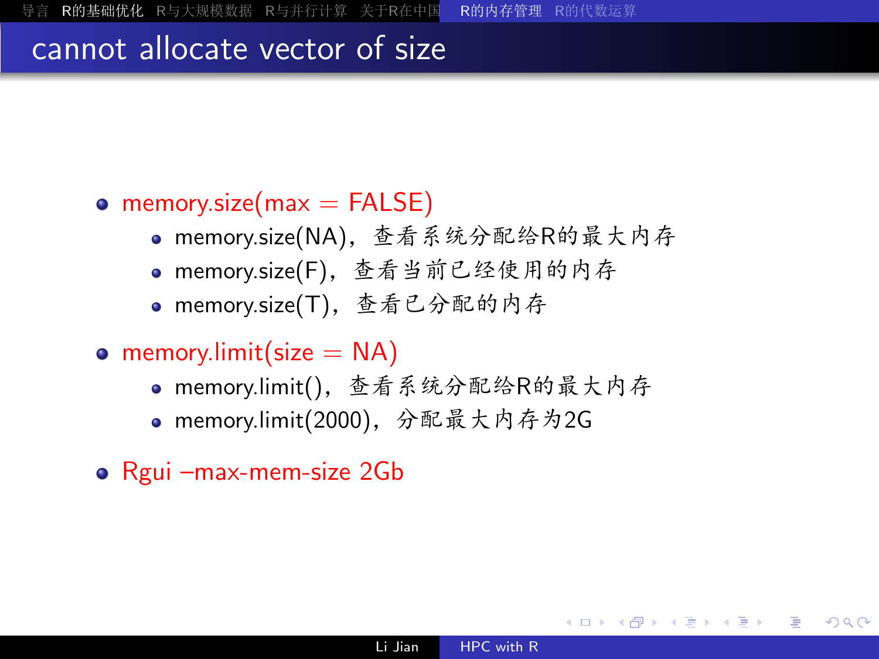# cannot allocate vector of size

- memory.size(max = FALSE)
  - memory.size(NA)，查看系统分配给R的最大内存
  - memory.size(F)，查看当前已经使用的内存
  - memory.size(T)，查看已分配的内存
- memory.limit(size = NA)
  - memory.limit()，查看系统分配给R的最大内存
  - memory.limit(2000)，分配最大内存为2G
- Rgui –max-mem-size 2Gb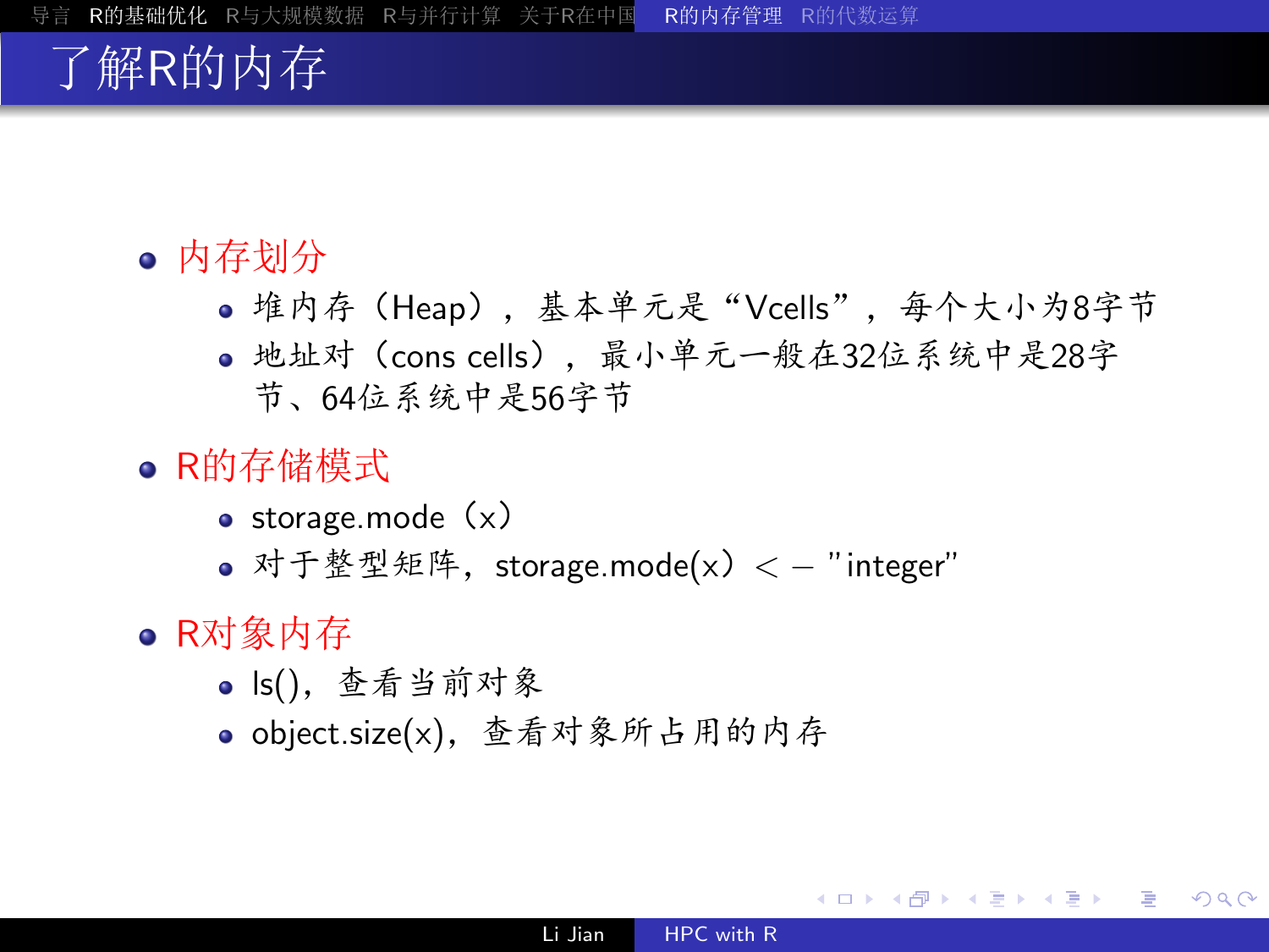# 了解R的内存

- 内存划分
  - 堆内存（Heap），基本单元是“Vcells”，每个大小为8字节
  - 地址对（cons cells），最小单元一般在32位系统中是28字节、64位系统中是56字节
- R的存储模式
  - storage.mode（x）
  - 对于整型矩阵，storage.mode(x）< − "integer"
- R对象内存
  - ls()，查看当前对象
  - object.size(x)，查看对象所占用的内存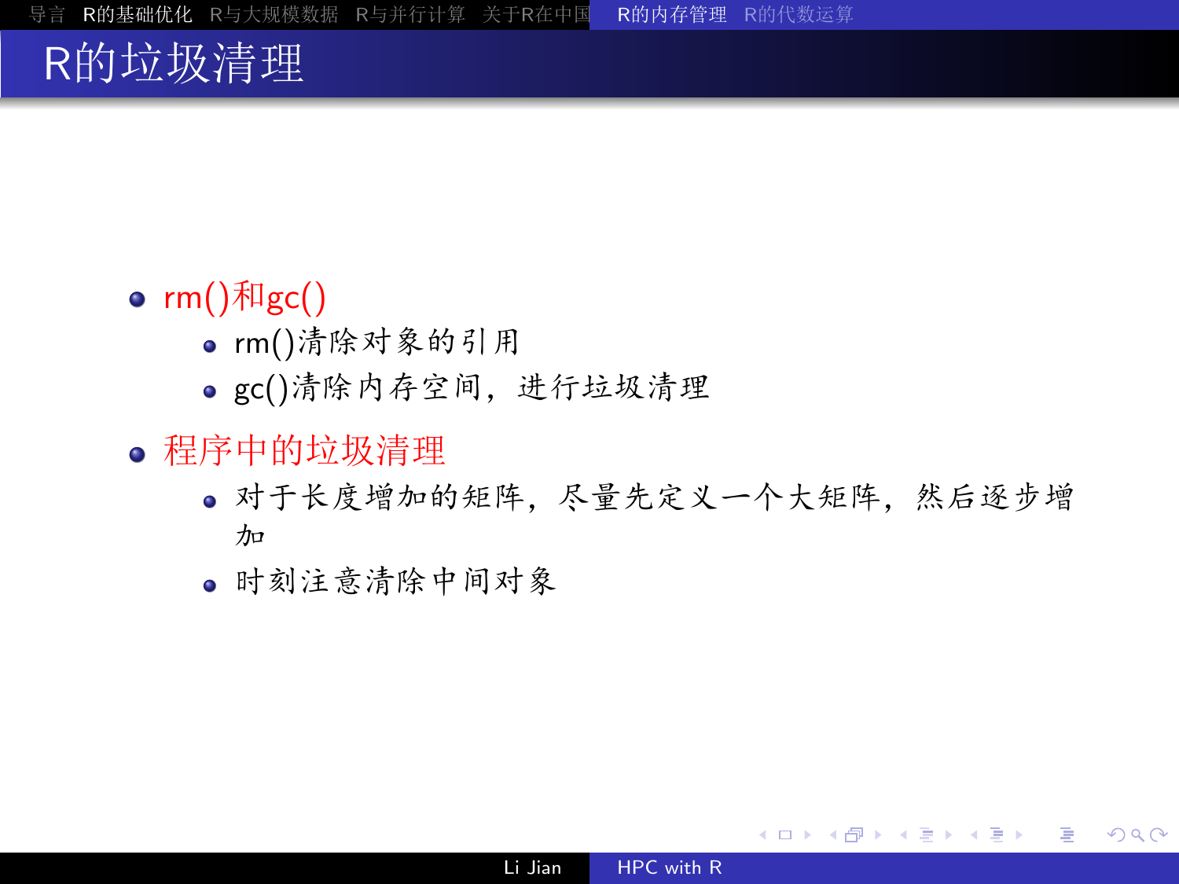# R的垃圾清理

- rm()和gc()
  - rm()清除对象的引用
  - gc()清除内存空间，进行垃圾清理
- 程序中的垃圾清理
  - 对于长度增加的矩阵，尽量先定义一个大矩阵，然后逐步增加
  - 时刻注意清除中间对象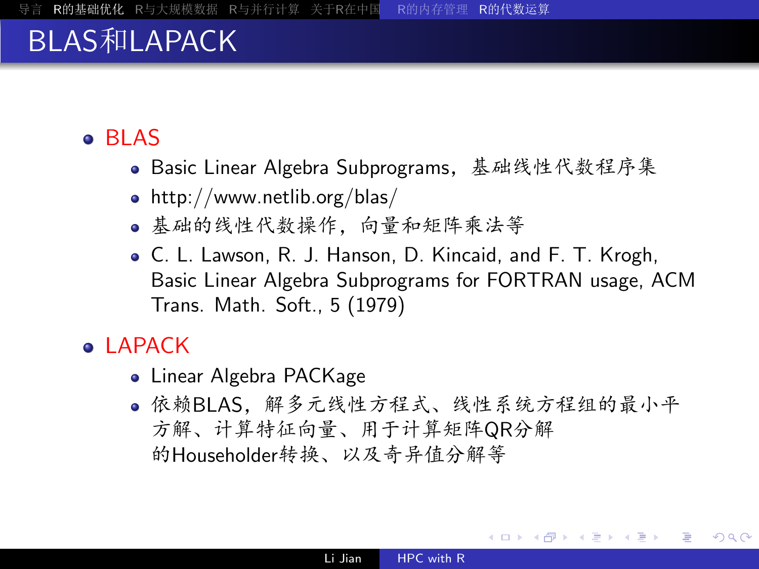# BLAS和LAPACK

- BLAS
  - Basic Linear Algebra Subprograms，基础线性代数程序集
  - http://www.netlib.org/blas/
  - 基础的线性代数操作，向量和矩阵乘法等
  - C. L. Lawson, R. J. Hanson, D. Kincaid, and F. T. Krogh, Basic Linear Algebra Subprograms for FORTRAN usage, ACM Trans. Math. Soft., 5 (1979)
- LAPACK
  - Linear Algebra PACKage
  - 依赖BLAS，解多元线性方程式、线性系统方程组的最小平方解、计算特征向量、用于计算矩阵QR分解的Householder转换、以及奇异值分解等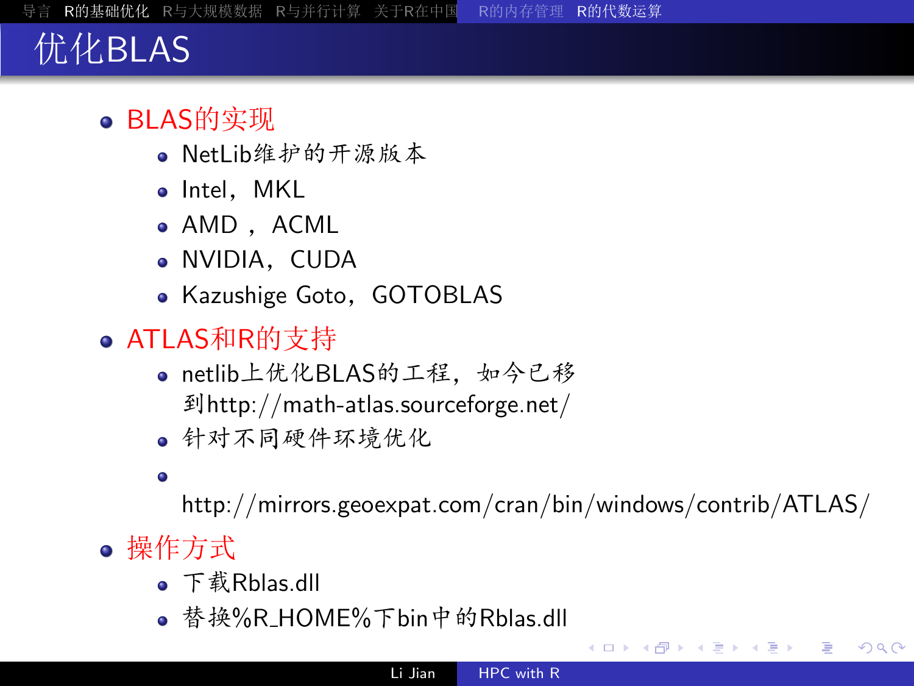# 优化BLAS

- BLAS的实现
  - NetLib维护的开源版本
  - Intel，MKL
  - AMD ，ACML
  - NVIDIA，CUDA
  - Kazushige Goto，GOTOBLAS
- ATLAS和R的支持
  - netlib上优化BLAS的工程，如今已移到http://math-atlas.sourceforge.net/
  - 针对不同硬件环境优化
  - http://mirrors.geoexpat.com/cran/bin/windows/contrib/ATLAS/
- 操作方式
  - 下载Rblas.dll
  - 替换%R_HOME%下bin中的Rblas.dll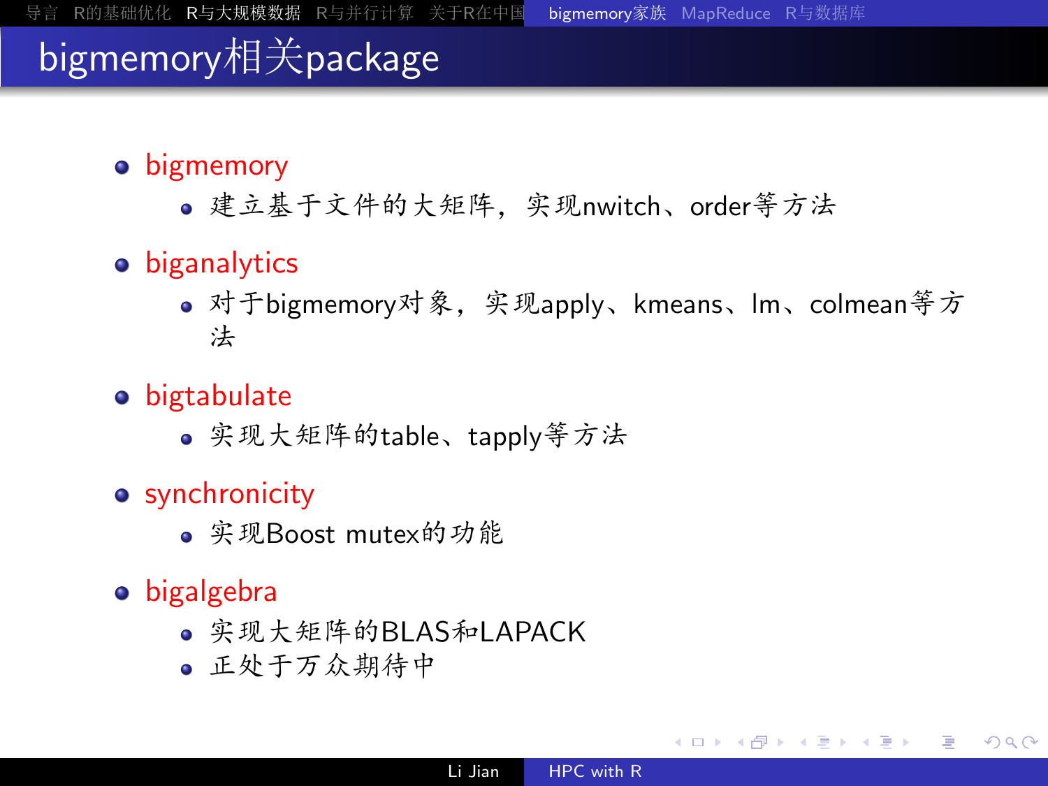# bigmemory相关package

- bigmemory
  - 建立基于文件的大矩阵，实现nwitch、order等方法
- biganalytics
  - 对于bigmemory对象，实现apply、kmeans、lm、colmean等方法
- bigtabulate
  - 实现大矩阵的table、tapply等方法
- synchronicity
  - 实现Boost mutex的功能
- bigalgebra
  - 实现大矩阵的BLAS和LAPACK
  - 正处于万众期待中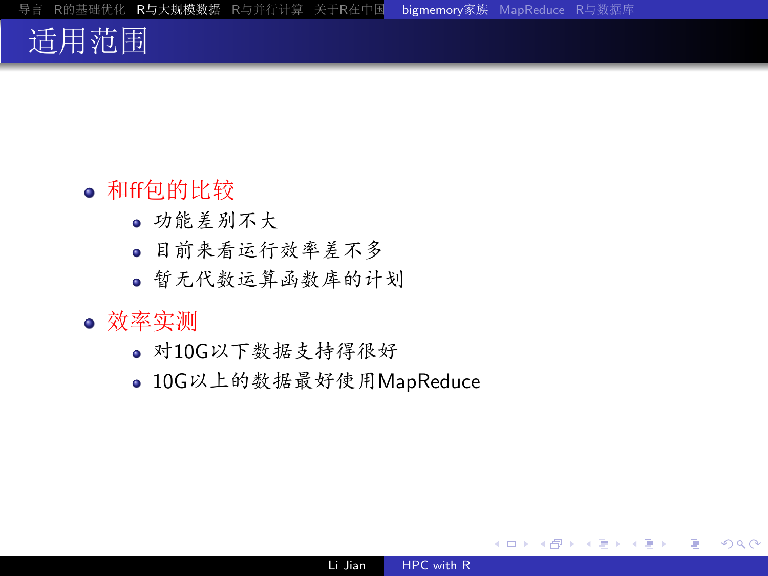# 适用范围

- 和ff包的比较
  - 功能差别不大
  - 目前来看运行效率差不多
  - 暂无代数运算函数库的计划
- 效率实测
  - 对10G以下数据支持得很好
  - 10G以上的数据最好使用MapReduce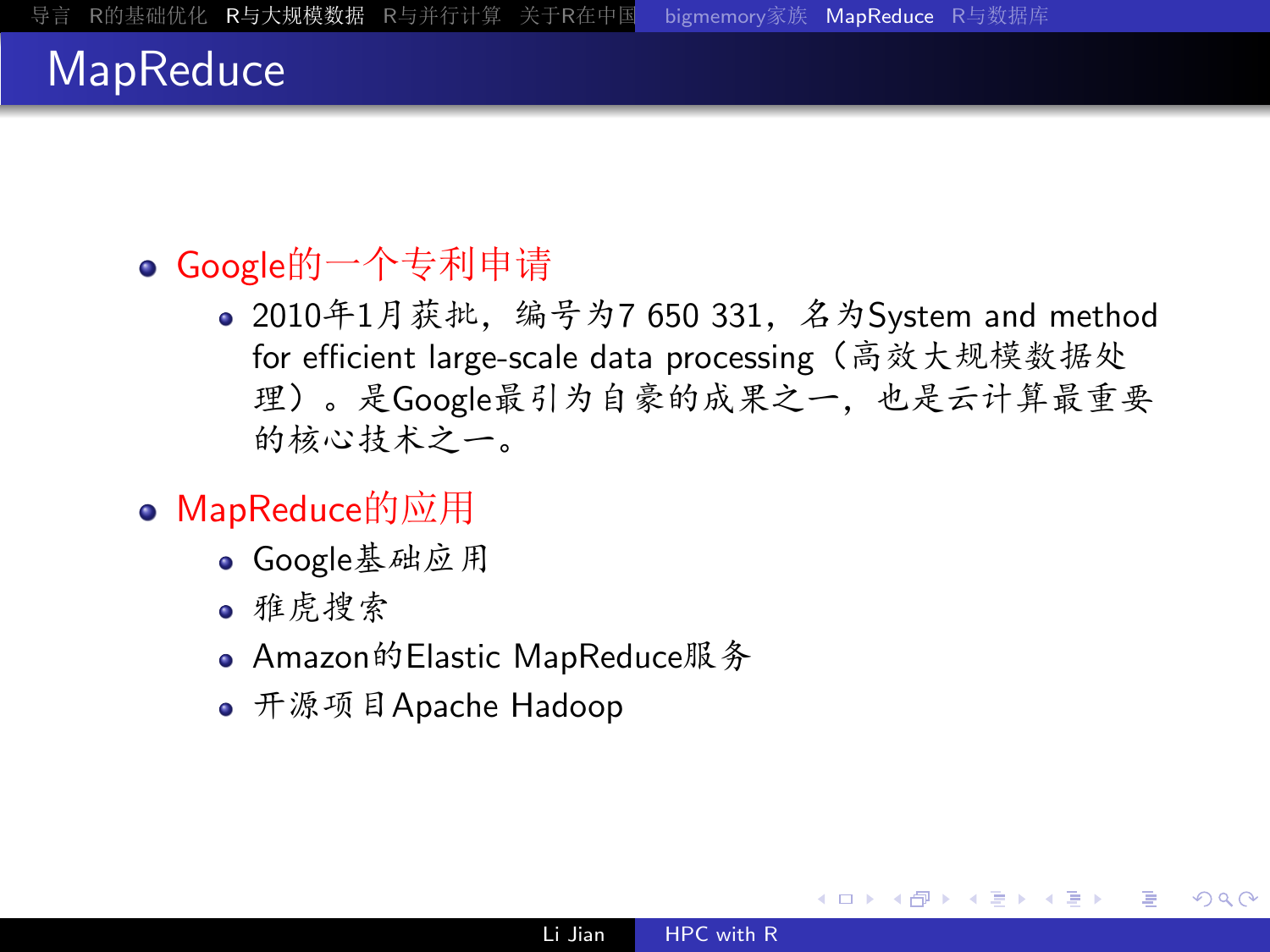# MapReduce

- Google的一个专利申请
  - 2010年1月获批，编号为7 650 331，名为System and method for efficient large-scale data processing（高效大规模数据处理）。是Google最引为自豪的成果之一，也是云计算最重要的核心技术之一。
- MapReduce的应用
  - Google基础应用
  - 雅虎搜索
  - Amazon的Elastic MapReduce服务
  - 开源项目Apache Hadoop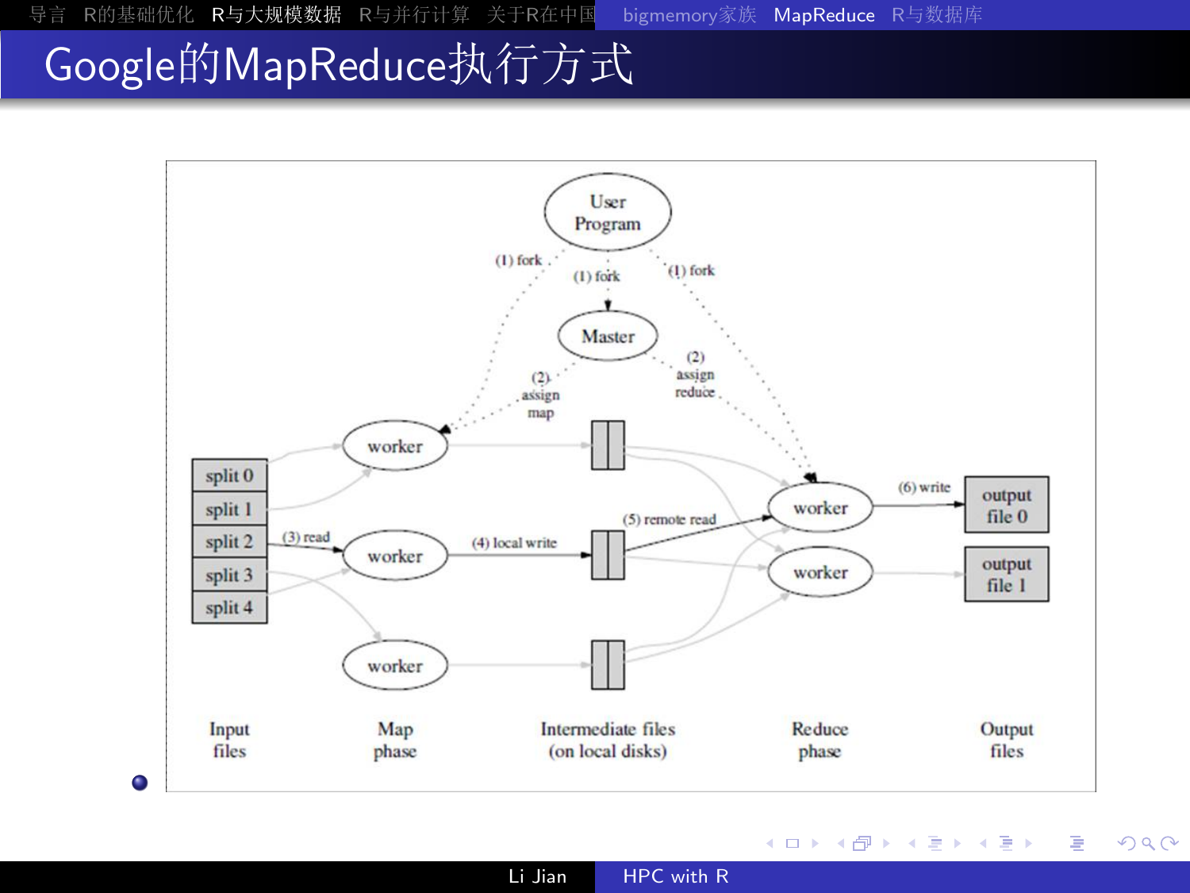# Google的MapReduce执行方式

User Program

(1) fork (1) fork (1) fork

Master

(2) assign map

(2) assign reduce

split 0
split 1
split 2
split 3
split 4

(3) read

worker
worker
worker

(4) local write

(5) remote read

worker
worker

(6) write

output file 0
output file 1

Input files | Map phase | Intermediate files (on local disks) | Reduce phase | Output files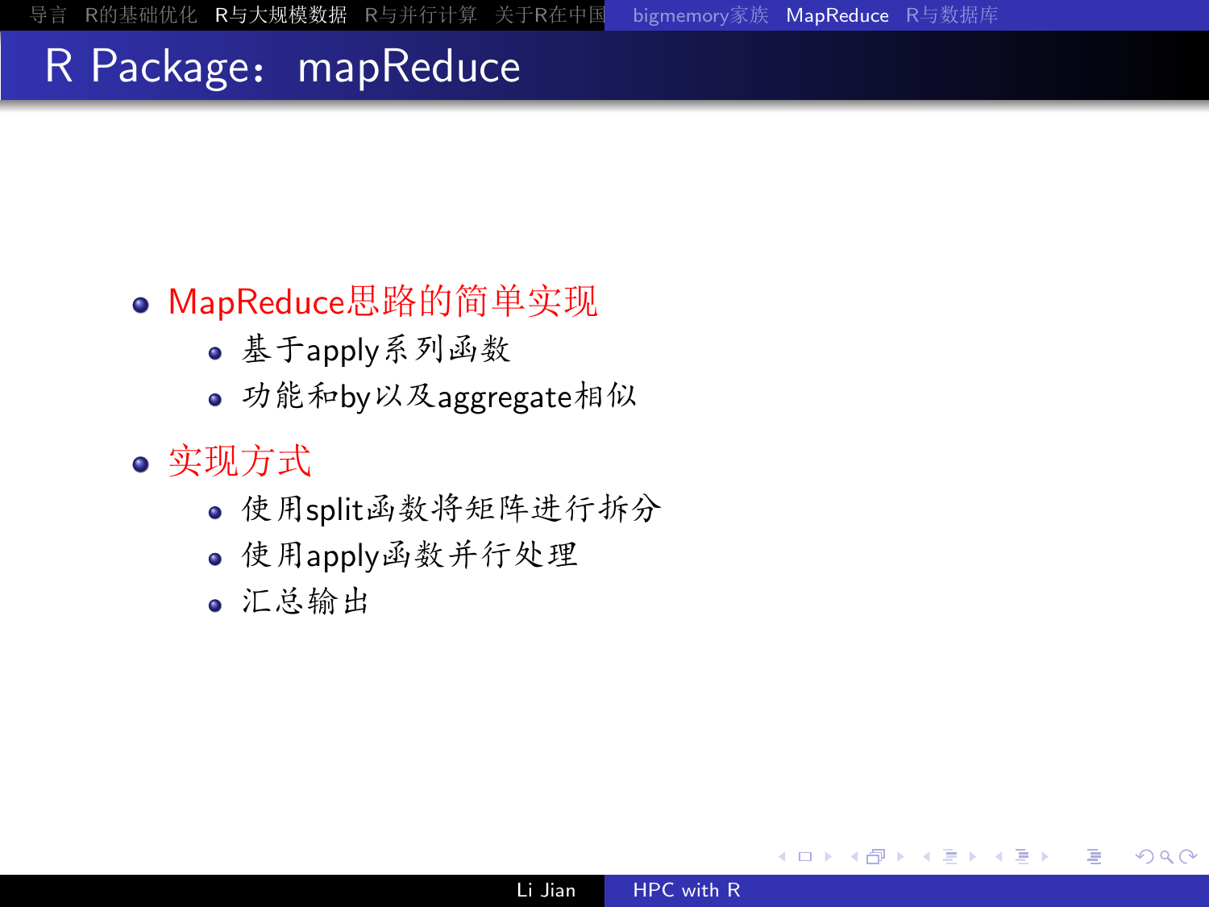# R Package： mapReduce

- MapReduce思路的简单实现
  - 基于apply系列函数
  - 功能和by以及aggregate相似
- 实现方式
  - 使用split函数将矩阵进行拆分
  - 使用apply函数并行处理
  - 汇总输出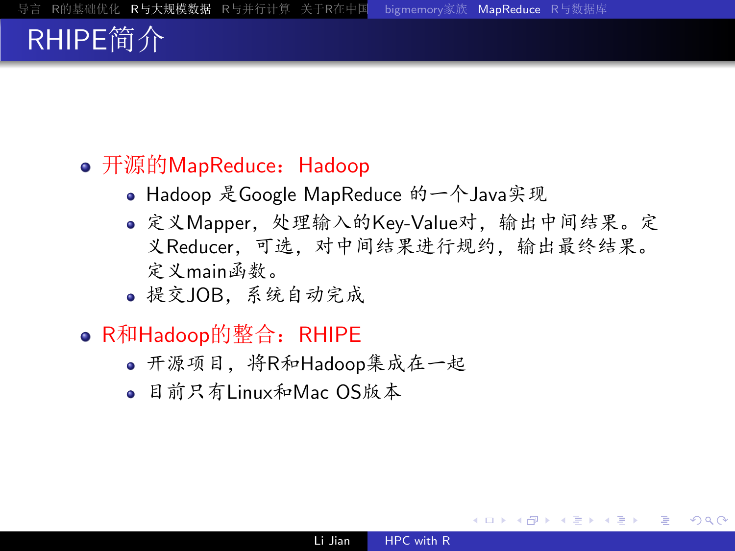# RHIPE简介

- 开源的MapReduce：Hadoop
  - Hadoop 是Google MapReduce 的一个Java实现
  - 定义Mapper，处理输入的Key-Value对，输出中间结果。定义Reducer，可选，对中间结果进行规约，输出最终结果。定义main函数。
  - 提交JOB，系统自动完成
- R和Hadoop的整合：RHIPE
  - 开源项目，将R和Hadoop集成在一起
  - 目前只有Linux和Mac OS版本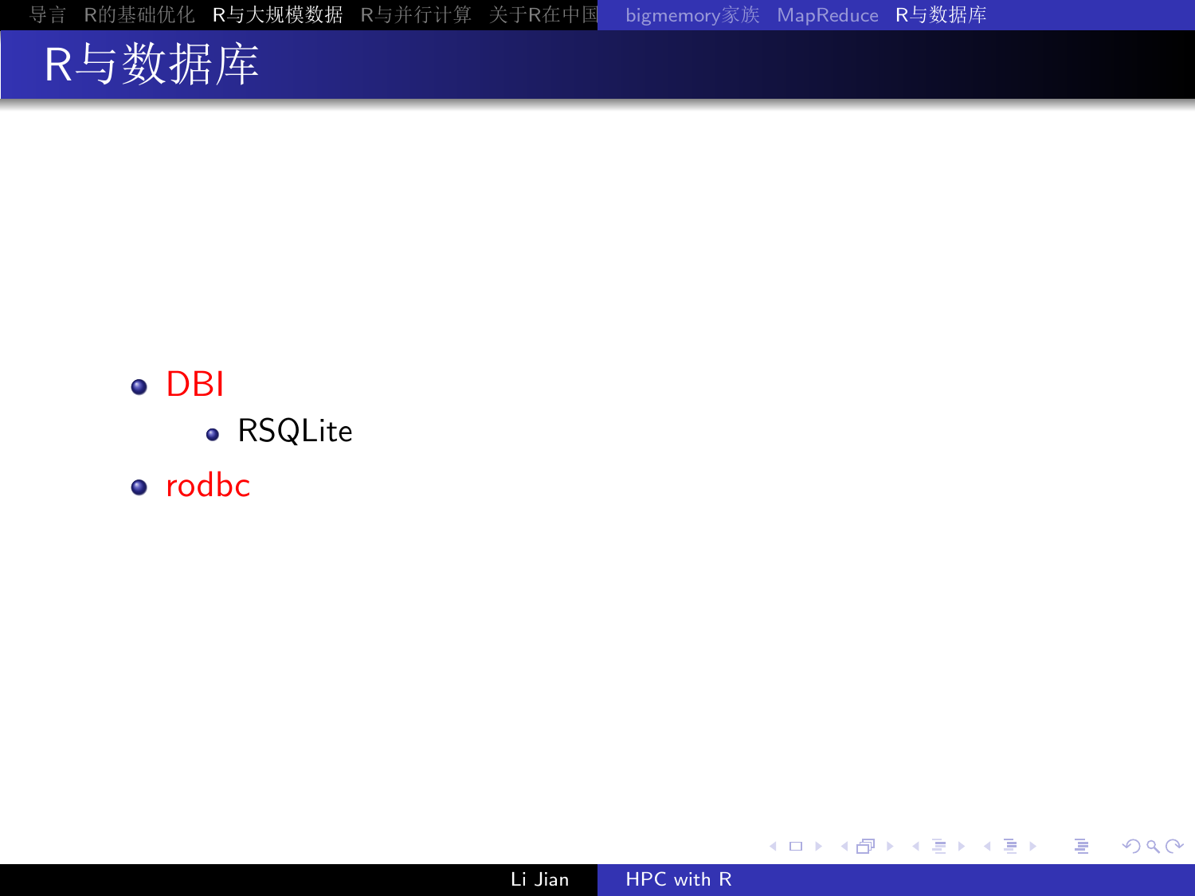# R与数据库

- DBI
  - RSQLite
- rodbc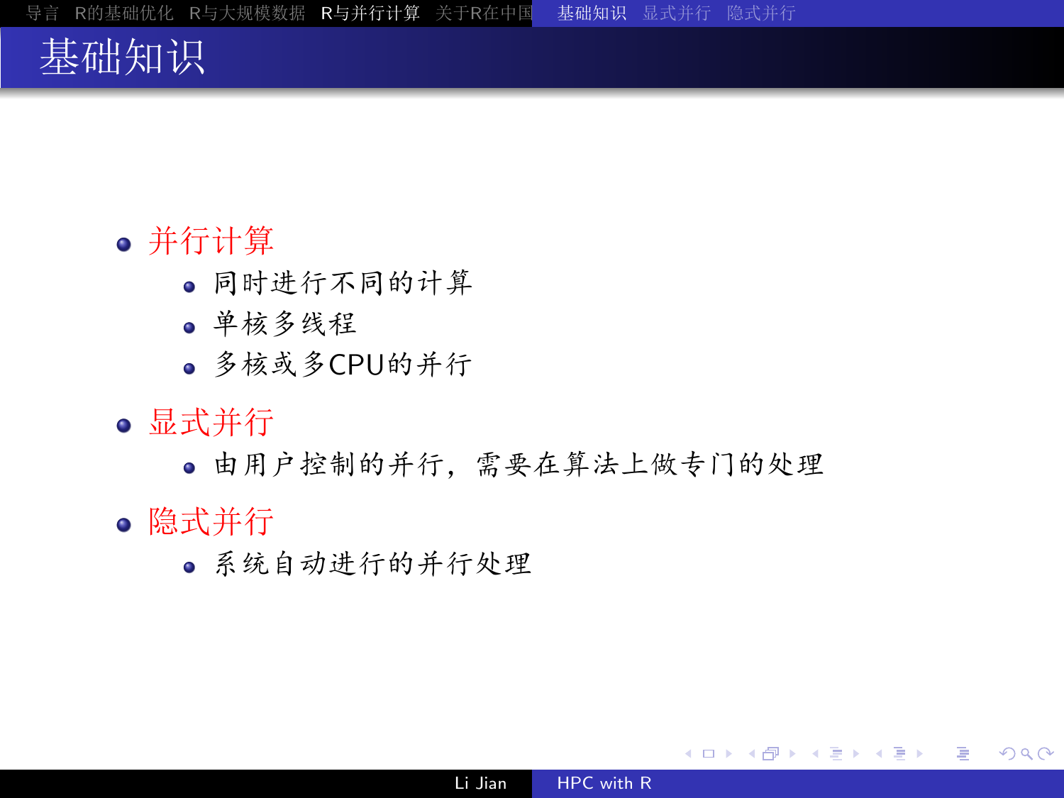# 基础知识

- 并行计算
  - 同时进行不同的计算
  - 单核多线程
  - 多核或多CPU的并行
- 显式并行
  - 由用户控制的并行，需要在算法上做专门的处理
- 隐式并行
  - 系统自动进行的并行处理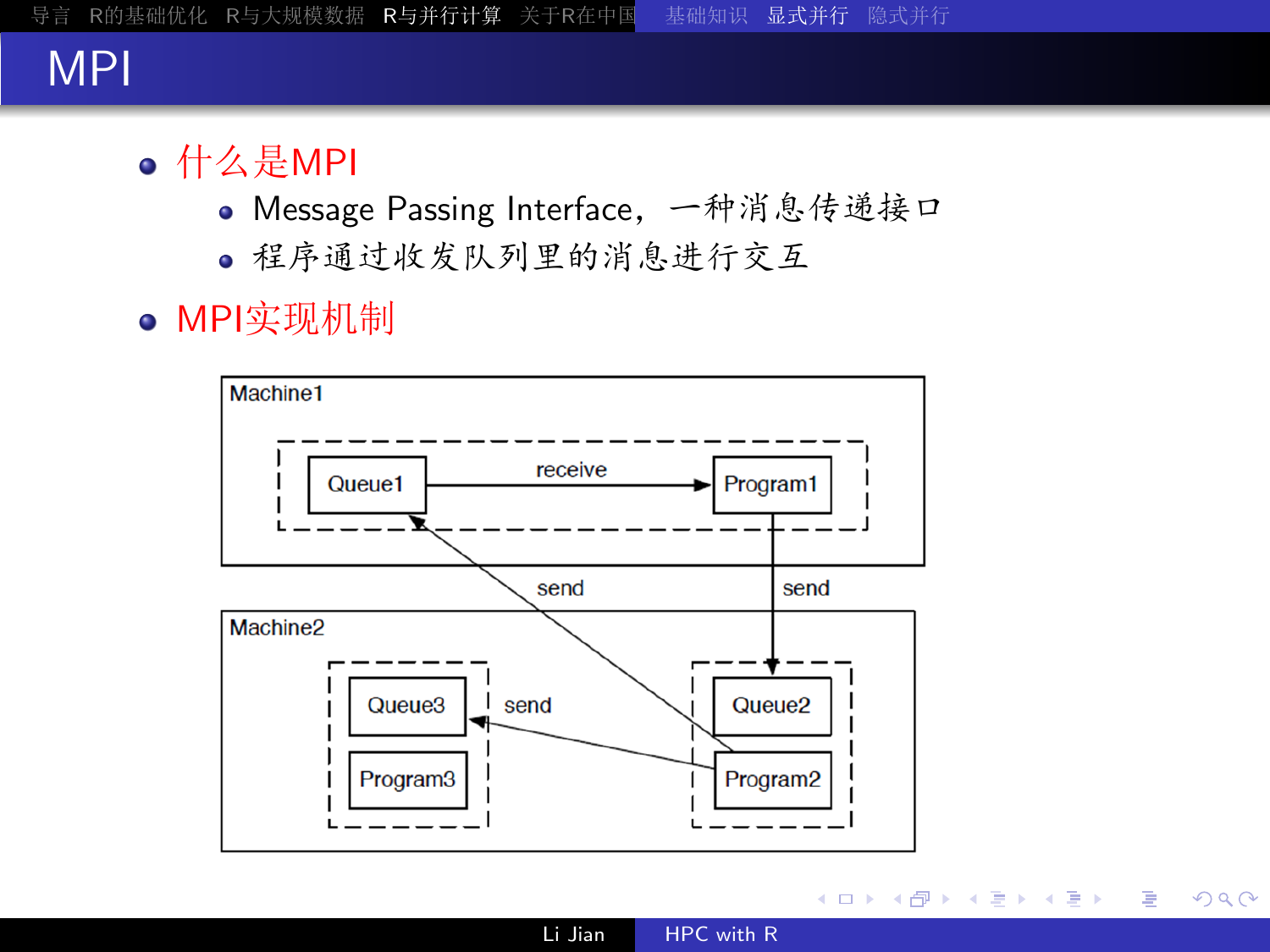# MPI

- 什么是MPI
  - Message Passing Interface，一种消息传递接口
  - 程序通过收发队列里的消息进行交互
- MPI实现机制

Machine1

Queue1 —receive→ Program1

Machine2

Queue3, Program3, Queue2, Program2

send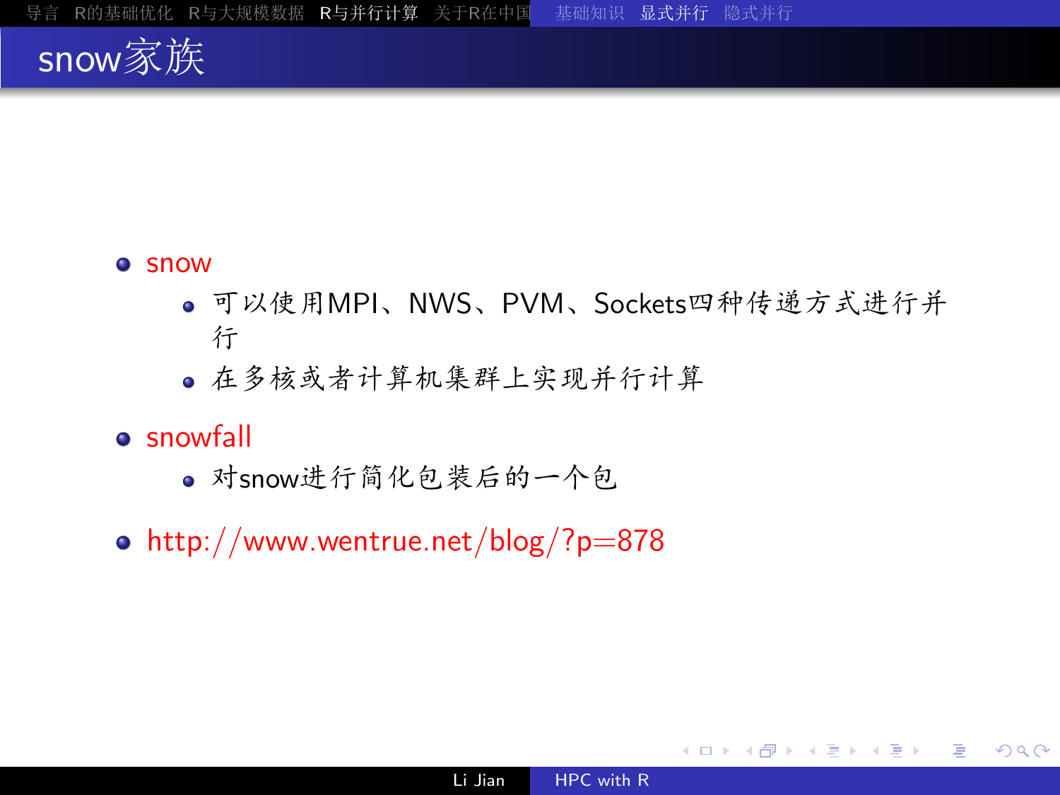# snow家族

- snow
  - 可以使用MPI、NWS、PVM、Sockets四种传递方式进行并行
  - 在多核或者计算机集群上实现并行计算
- snowfall
  - 对snow进行简化包装后的一个包
- http://www.wentrue.net/blog/?p=878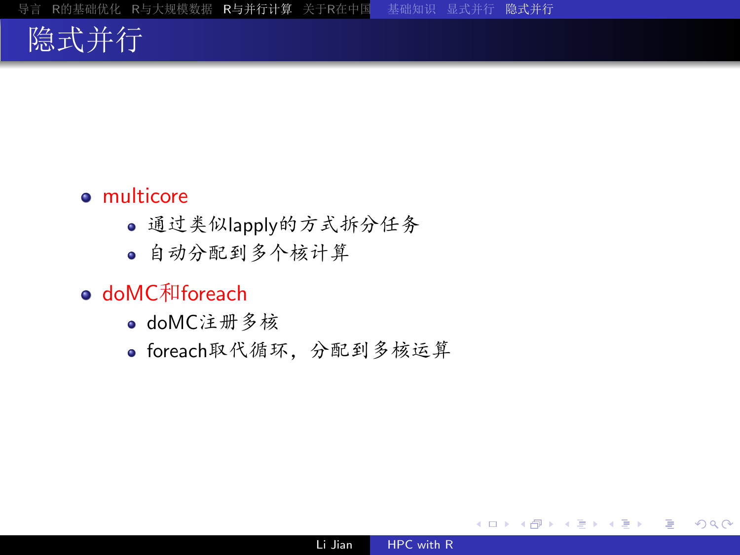# 隐式并行

- multicore
  - 通过类似lapply的方式拆分任务
  - 自动分配到多个核计算
- doMC和foreach
  - doMC注册多核
  - foreach取代循环，分配到多核运算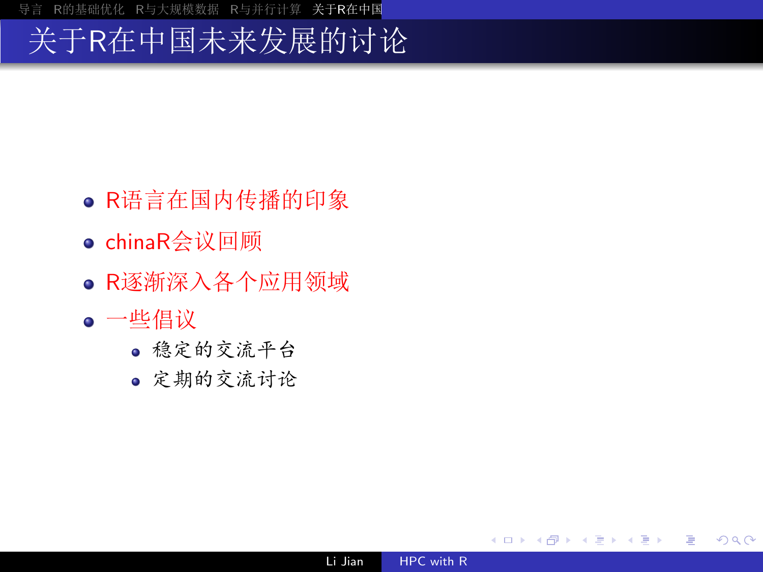# 关于R在中国未来发展的讨论

- R语言在国内传播的印象
- chinaR会议回顾
- R逐渐深入各个应用领域
- 一些倡议
  - 稳定的交流平台
  - 定期的交流讨论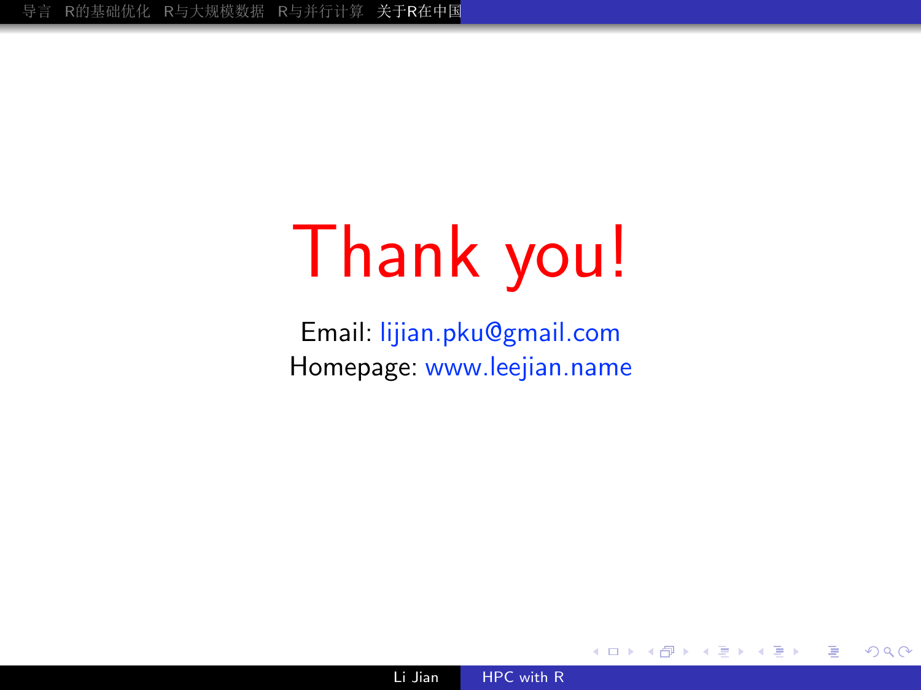# Thank you!

Email: lijian.pku@gmail.com

Homepage: www.leejian.name